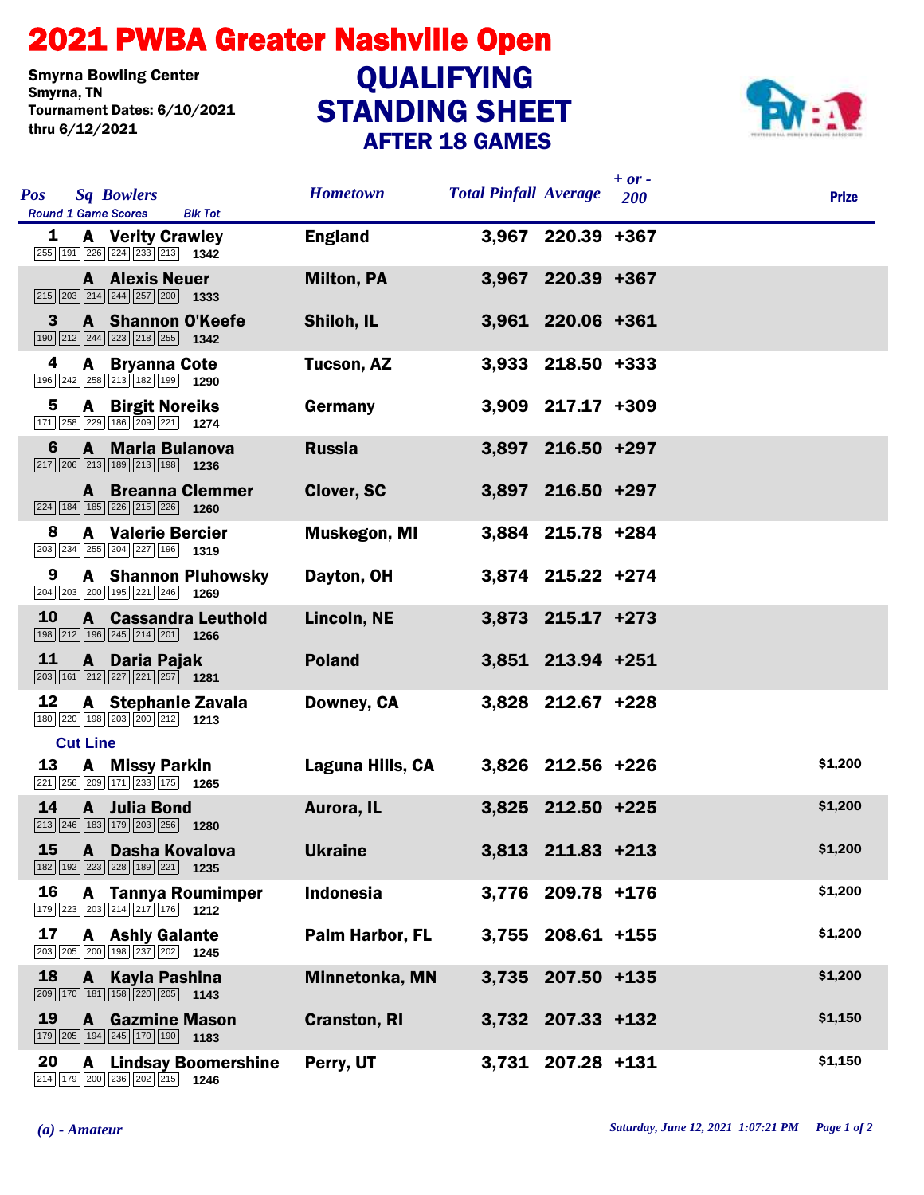# 2021 PWBA Greater Nashville Open

Smyrna Bowling Center
Smyrna, TN
Tournament Dates: 6/10/2021 thru 6/12/2021

## QUALIFYING STANDING SHEET
### AFTER 18 GAMES

| Pos | Sq | Bowlers | Round 1 Game Scores | Blk Tot | Hometown | Total Pinfall | Average | + or - 200 | Prize |
|---|---|---|---|---|---|---|---|---|---|
| 1 | A | Verity Crawley | 255 191 226 224 233 213 | 1342 | England | 3,967 | 220.39 | +367 | |
| | A | Alexis Neuer | 215 203 214 244 257 200 | 1333 | Milton, PA | 3,967 | 220.39 | +367 | |
| 3 | A | Shannon O'Keefe | 190 212 244 223 218 255 | 1342 | Shiloh, IL | 3,961 | 220.06 | +361 | |
| 4 | A | Bryanna Cote | 196 242 258 213 182 199 | 1290 | Tucson, AZ | 3,933 | 218.50 | +333 | |
| 5 | A | Birgit Noreiks | 171 258 229 186 209 221 | 1274 | Germany | 3,909 | 217.17 | +309 | |
| 6 | A | Maria Bulanova | 217 206 213 189 213 198 | 1236 | Russia | 3,897 | 216.50 | +297 | |
| | A | Breanna Clemmer | 224 184 185 226 215 226 | 1260 | Clover, SC | 3,897 | 216.50 | +297 | |
| 8 | A | Valerie Bercier | 203 234 255 204 227 196 | 1319 | Muskegon, MI | 3,884 | 215.78 | +284 | |
| 9 | A | Shannon Pluhowsky | 204 203 200 195 221 246 | 1269 | Dayton, OH | 3,874 | 215.22 | +274 | |
| 10 | A | Cassandra Leuthold | 198 212 196 245 214 201 | 1266 | Lincoln, NE | 3,873 | 215.17 | +273 | |
| 11 | A | Daria Pajak | 203 161 212 227 221 257 | 1281 | Poland | 3,851 | 213.94 | +251 | |
| 12 | A | Stephanie Zavala | 180 220 198 203 200 212 | 1213 | Downey, CA | 3,828 | 212.67 | +228 | |
| **Cut Line** | | | | | | | | | |
| 13 | A | Missy Parkin | 221 256 209 171 233 175 | 1265 | Laguna Hills, CA | 3,826 | 212.56 | +226 | $1,200 |
| 14 | A | Julia Bond | 213 246 183 179 203 256 | 1280 | Aurora, IL | 3,825 | 212.50 | +225 | $1,200 |
| 15 | A | Dasha Kovalova | 182 192 223 228 189 221 | 1235 | Ukraine | 3,813 | 211.83 | +213 | $1,200 |
| 16 | A | Tannya Roumimper | 179 223 203 214 217 176 | 1212 | Indonesia | 3,776 | 209.78 | +176 | $1,200 |
| 17 | A | Ashly Galante | 203 205 200 198 237 202 | 1245 | Palm Harbor, FL | 3,755 | 208.61 | +155 | $1,200 |
| 18 | A | Kayla Pashina | 209 170 181 158 220 205 | 1143 | Minnetonka, MN | 3,735 | 207.50 | +135 | $1,200 |
| 19 | A | Gazmine Mason | 179 205 194 245 170 190 | 1183 | Cranston, RI | 3,732 | 207.33 | +132 | $1,150 |
| 20 | A | Lindsay Boomershine | 214 179 200 236 202 215 | 1246 | Perry, UT | 3,731 | 207.28 | +131 | $1,150 |

*(a) - Amateur*

*Saturday, June 12, 2021 1:07:21 PM*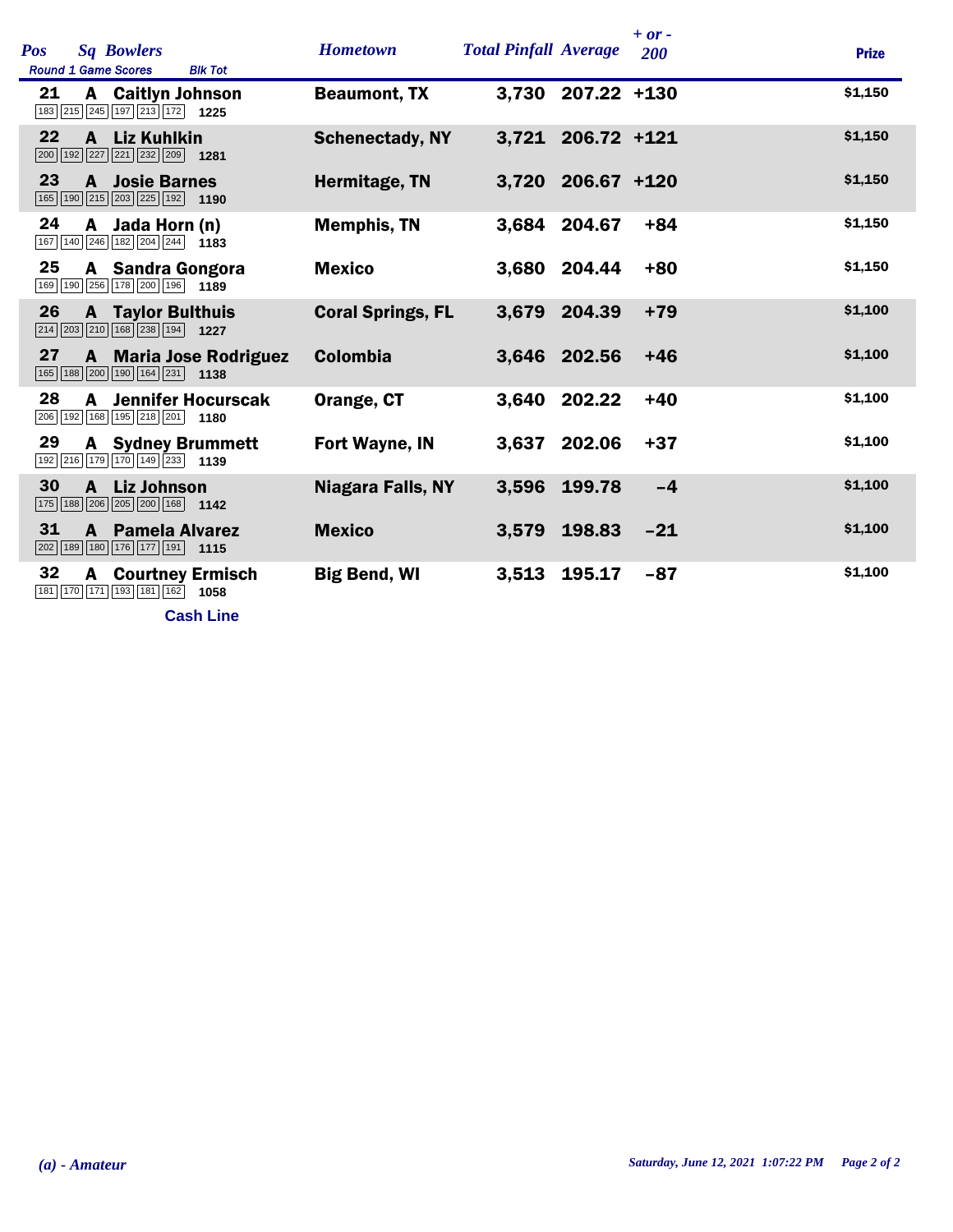| Pos | Sq | Bowlers | Round 1 Game Scores | Blk Tot | Hometown | Total Pinfall | Average | + or - 200 | Prize |
|---|---|---|---|---|---|---|---|---|---|
| 21 | A | Caitlyn Johnson | 183 215 245 197 213 172 | 1225 | Beaumont, TX | 3,730 | 207.22 | +130 | $1,150 |
| 22 | A | Liz Kuhlkin | 200 192 227 221 232 209 | 1281 | Schenectady, NY | 3,721 | 206.72 | +121 | $1,150 |
| 23 | A | Josie Barnes | 165 190 215 203 225 192 | 1190 | Hermitage, TN | 3,720 | 206.67 | +120 | $1,150 |
| 24 | A | Jada Horn (n) | 167 140 246 182 204 244 | 1183 | Memphis, TN | 3,684 | 204.67 | +84 | $1,150 |
| 25 | A | Sandra Gongora | 169 190 256 178 200 196 | 1189 | Mexico | 3,680 | 204.44 | +80 | $1,150 |
| 26 | A | Taylor Bulthuis | 214 203 210 168 238 194 | 1227 | Coral Springs, FL | 3,679 | 204.39 | +79 | $1,100 |
| 27 | A | Maria Jose Rodriguez | 165 188 200 190 164 231 | 1138 | Colombia | 3,646 | 202.56 | +46 | $1,100 |
| 28 | A | Jennifer Hocurscak | 206 192 168 195 218 201 | 1180 | Orange, CT | 3,640 | 202.22 | +40 | $1,100 |
| 29 | A | Sydney Brummett | 192 216 179 170 149 233 | 1139 | Fort Wayne, IN | 3,637 | 202.06 | +37 | $1,100 |
| 30 | A | Liz Johnson | 175 188 206 205 200 168 | 1142 | Niagara Falls, NY | 3,596 | 199.78 | -4 | $1,100 |
| 31 | A | Pamela Alvarez | 202 189 180 176 177 191 | 1115 | Mexico | 3,579 | 198.83 | -21 | $1,100 |
| 32 | A | Courtney Ermisch | 181 170 171 193 181 162 | 1058 | Big Bend, WI | 3,513 | 195.17 | -87 | $1,100 |

**Cash Line**

*(a) - Amateur*

*Saturday, June 12, 2021 1:07:22 PM*